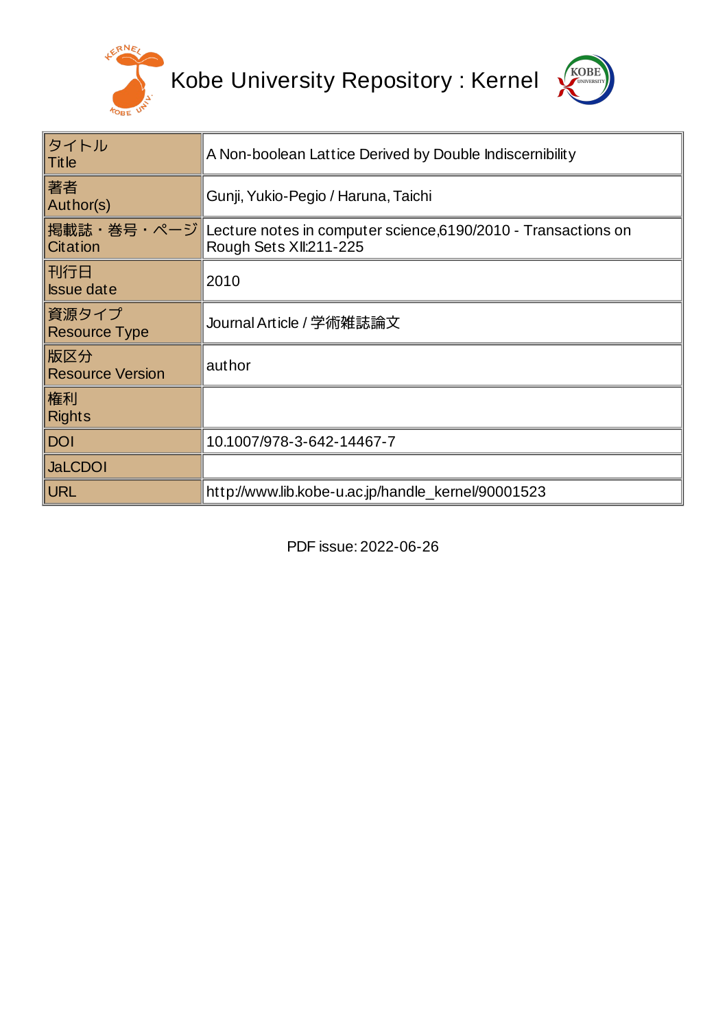# Kobe University Repository : Kernel

| タイトル Title | A Non-boolean Lattice Derived by Double Indiscernibility |
|---|---|
| 著者 Author(s) | Gunji, Yukio-Pegio / Haruna, Taichi |
| 掲載誌・巻号・ページ Citation | Lecture notes in computer science,6190/2010 - Transactions on Rough Sets XII:211-225 |
| 刊行日 Issue date | 2010 |
| 資源タイプ Resource Type | Journal Article / 学術雑誌論文 |
| 版区分 Resource Version | author |
| 権利 Rights | |
| DOI | 10.1007/978-3-642-14467-7 |
| JaLCDOI | |
| URL | http://www.lib.kobe-u.ac.jp/handle_kernel/90001523 |

PDF issue: 2022-06-26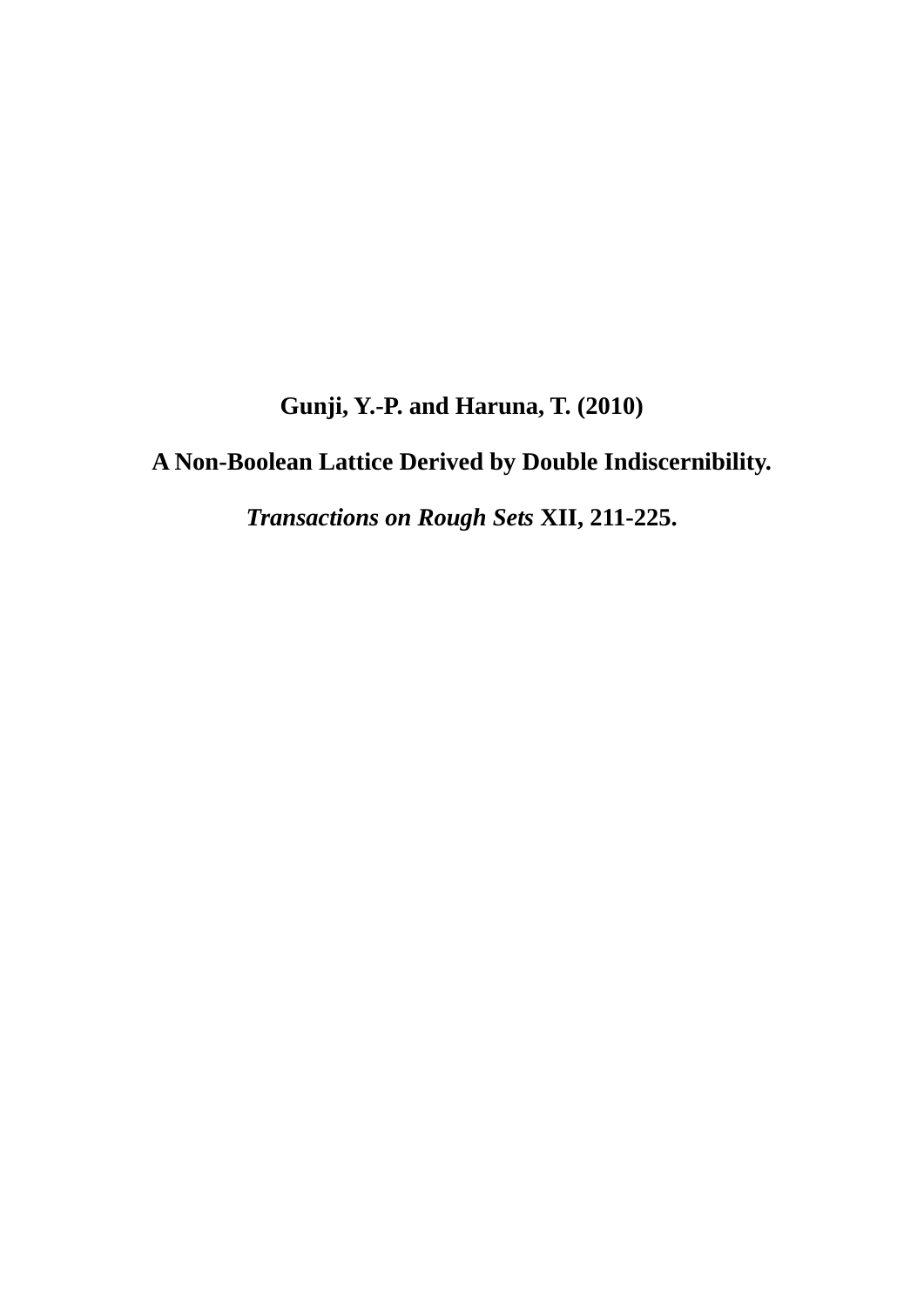**Gunji, Y.-P. and Haruna, T. (2010)**

**A Non-Boolean Lattice Derived by Double Indiscernibility.**

***Transactions on Rough Sets* XII, 211-225.**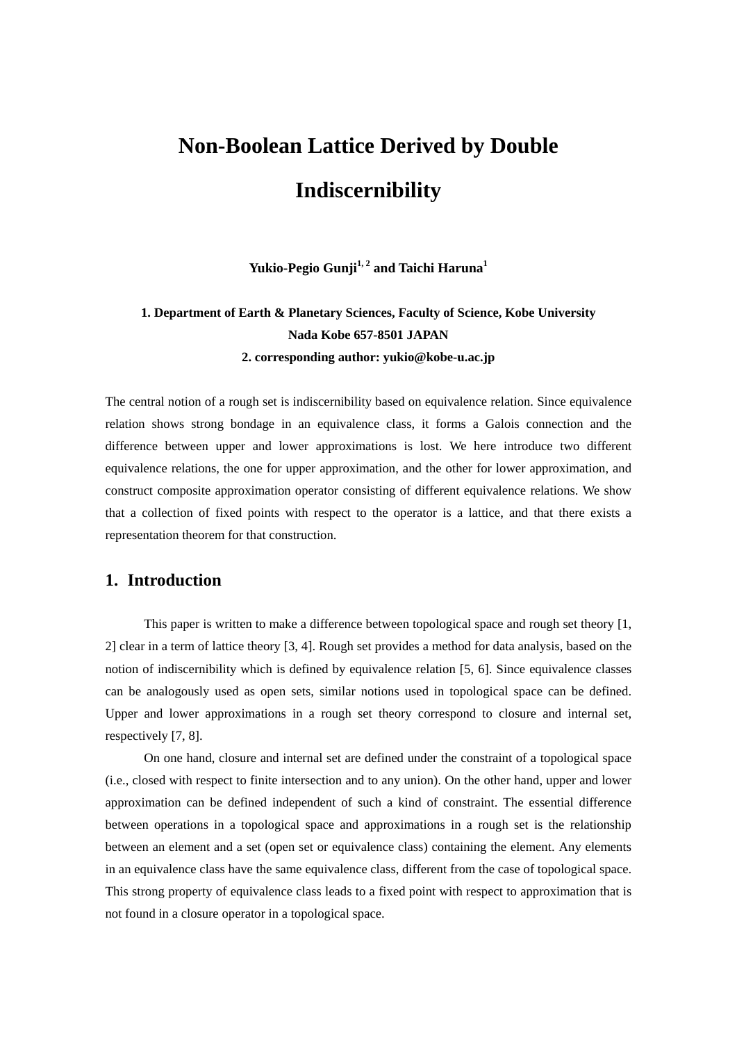# Non-Boolean Lattice Derived by Double Indiscernibility

**Yukio-Pegio Gunji[1, 2] and Taichi Haruna[1]**

**1. Department of Earth & Planetary Sciences, Faculty of Science, Kobe University**
**Nada Kobe 657-8501 JAPAN**
**2. corresponding author: yukio@kobe-u.ac.jp**

The central notion of a rough set is indiscernibility based on equivalence relation. Since equivalence relation shows strong bondage in an equivalence class, it forms a Galois connection and the difference between upper and lower approximations is lost. We here introduce two different equivalence relations, the one for upper approximation, and the other for lower approximation, and construct composite approximation operator consisting of different equivalence relations. We show that a collection of fixed points with respect to the operator is a lattice, and that there exists a representation theorem for that construction.

## 1. Introduction

This paper is written to make a difference between topological space and rough set theory [1, 2] clear in a term of lattice theory [3, 4]. Rough set provides a method for data analysis, based on the notion of indiscernibility which is defined by equivalence relation [5, 6]. Since equivalence classes can be analogously used as open sets, similar notions used in topological space can be defined. Upper and lower approximations in a rough set theory correspond to closure and internal set, respectively [7, 8].

On one hand, closure and internal set are defined under the constraint of a topological space (i.e., closed with respect to finite intersection and to any union). On the other hand, upper and lower approximation can be defined independent of such a kind of constraint. The essential difference between operations in a topological space and approximations in a rough set is the relationship between an element and a set (open set or equivalence class) containing the element. Any elements in an equivalence class have the same equivalence class, different from the case of topological space. This strong property of equivalence class leads to a fixed point with respect to approximation that is not found in a closure operator in a topological space.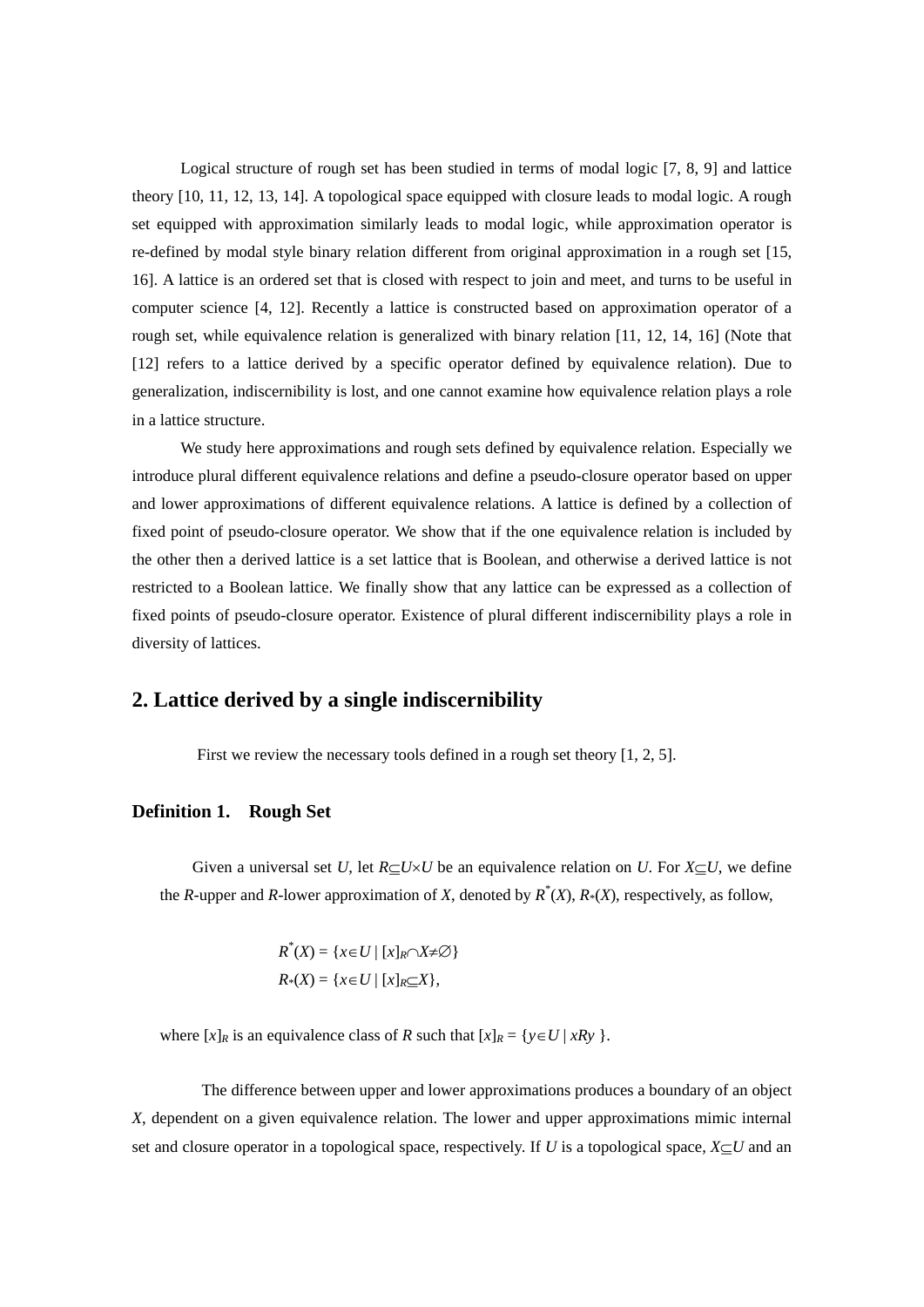Logical structure of rough set has been studied in terms of modal logic [7, 8, 9] and lattice theory [10, 11, 12, 13, 14]. A topological space equipped with closure leads to modal logic. A rough set equipped with approximation similarly leads to modal logic, while approximation operator is re-defined by modal style binary relation different from original approximation in a rough set [15, 16]. A lattice is an ordered set that is closed with respect to join and meet, and turns to be useful in computer science [4, 12]. Recently a lattice is constructed based on approximation operator of a rough set, while equivalence relation is generalized with binary relation [11, 12, 14, 16] (Note that [12] refers to a lattice derived by a specific operator defined by equivalence relation). Due to generalization, indiscernibility is lost, and one cannot examine how equivalence relation plays a role in a lattice structure.

We study here approximations and rough sets defined by equivalence relation. Especially we introduce plural different equivalence relations and define a pseudo-closure operator based on upper and lower approximations of different equivalence relations. A lattice is defined by a collection of fixed point of pseudo-closure operator. We show that if the one equivalence relation is included by the other then a derived lattice is a set lattice that is Boolean, and otherwise a derived lattice is not restricted to a Boolean lattice. We finally show that any lattice can be expressed as a collection of fixed points of pseudo-closure operator. Existence of plural different indiscernibility plays a role in diversity of lattices.

## 2. Lattice derived by a single indiscernibility

First we review the necessary tools defined in a rough set theory [1, 2, 5].

### Definition 1. Rough Set

Given a universal set $U$, let $R \subseteq U \times U$ be an equivalence relation on $U$. For $X \subseteq U$, we define the $R$-upper and $R$-lower approximation of $X$, denoted by $R^*(X)$, $R_*(X)$, respectively, as follow,

$$R^*(X) = \{x \in U \mid [x]_R \cap X \neq \varnothing\}$$
$$R_*(X) = \{x \in U \mid [x]_R \subseteq X\},$$

where $[x]_R$ is an equivalence class of $R$ such that $[x]_R = \{y \in U \mid xRy\}$.

The difference between upper and lower approximations produces a boundary of an object $X$, dependent on a given equivalence relation. The lower and upper approximations mimic internal set and closure operator in a topological space, respectively. If $U$ is a topological space, $X \subseteq U$ and an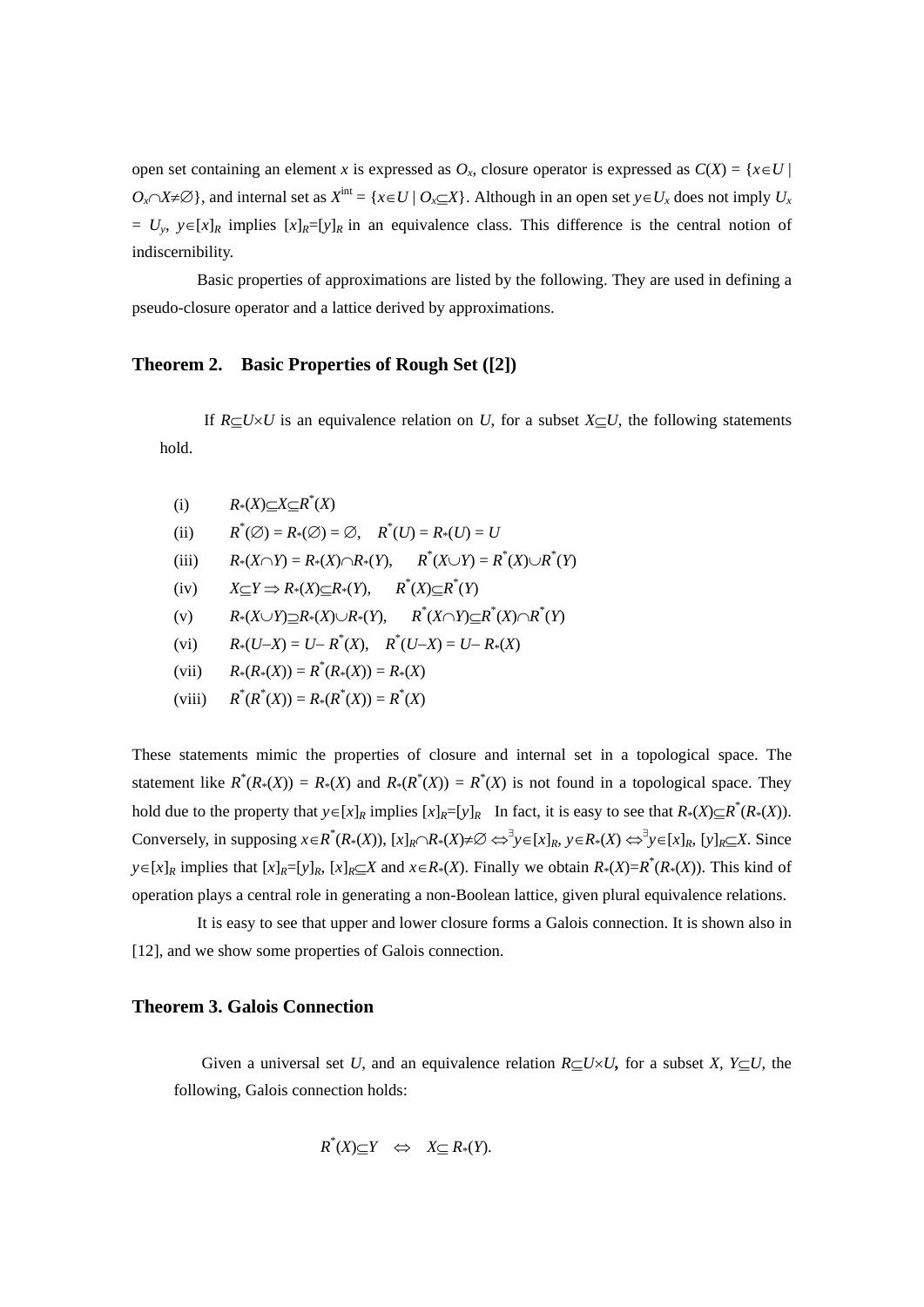open set containing an element $x$ is expressed as $O_x$, closure operator is expressed as $C(X) = \{x \in U \mid O_x \cap X \neq \emptyset\}$, and internal set as $X^{\text{int}} = \{x \in U \mid O_x \subseteq X\}$. Although in an open set $y \in U_x$ does not imply $U_x = U_y$, $y \in [x]_R$ implies $[x]_R = [y]_R$ in an equivalence class. This difference is the central notion of indiscernibility.

Basic properties of approximations are listed by the following. They are used in defining a pseudo-closure operator and a lattice derived by approximations.

### Theorem 2. Basic Properties of Rough Set ([2])

If $R \subseteq U \times U$ is an equivalence relation on $U$, for a subset $X \subseteq U$, the following statements hold.

(i) $R_*(X) \subseteq X \subseteq R^*(X)$

(ii) $R^*(\emptyset) = R_*(\emptyset) = \emptyset$, $R^*(U) = R_*(U) = U$

(iii) $R_*(X \cap Y) = R_*(X) \cap R_*(Y)$, $R^*(X \cup Y) = R^*(X) \cup R^*(Y)$

(iv) $X \subseteq Y \Rightarrow R_*(X) \subseteq R_*(Y)$, $R^*(X) \subseteq R^*(Y)$

(v) $R_*(X \cup Y) \supseteq R_*(X) \cup R_*(Y)$, $R^*(X \cap Y) \subseteq R^*(X) \cap R^*(Y)$

(vi) $R_*(U - X) = U - R^*(X)$, $R^*(U - X) = U - R_*(X)$

(vii) $R_*(R_*(X)) = R^*(R_*(X)) = R_*(X)$

(viii) $R^*(R^*(X)) = R_*(R^*(X)) = R^*(X)$

These statements mimic the properties of closure and internal set in a topological space. The statement like $R^*(R_*(X)) = R_*(X)$ and $R_*(R^*(X)) = R^*(X)$ is not found in a topological space. They hold due to the property that $y \in [x]_R$ implies $[x]_R = [y]_R$ In fact, it is easy to see that $R_*(X) \subseteq R^*(R_*(X))$. Conversely, in supposing $x \in R^*(R_*(X))$, $[x]_R \cap R_*(X) \neq \emptyset \Leftrightarrow {}^{\exists}y \in [x]_R, y \in R_*(X) \Leftrightarrow {}^{\exists}y \in [x]_R, [y]_R \subseteq X$. Since $y \in [x]_R$ implies that $[x]_R = [y]_R$, $[x]_R \subseteq X$ and $x \in R_*(X)$. Finally we obtain $R_*(X) = R^*(R_*(X))$. This kind of operation plays a central role in generating a non-Boolean lattice, given plural equivalence relations.

It is easy to see that upper and lower closure forms a Galois connection. It is shown also in [12], and we show some properties of Galois connection.

### Theorem 3. Galois Connection

Given a universal set $U$, and an equivalence relation $R \subseteq U \times U$**,** for a subset $X$, $Y \subseteq U$, the following, Galois connection holds:

$$R^*(X) \subseteq Y \quad \Leftrightarrow \quad X \subseteq R_*(Y).$$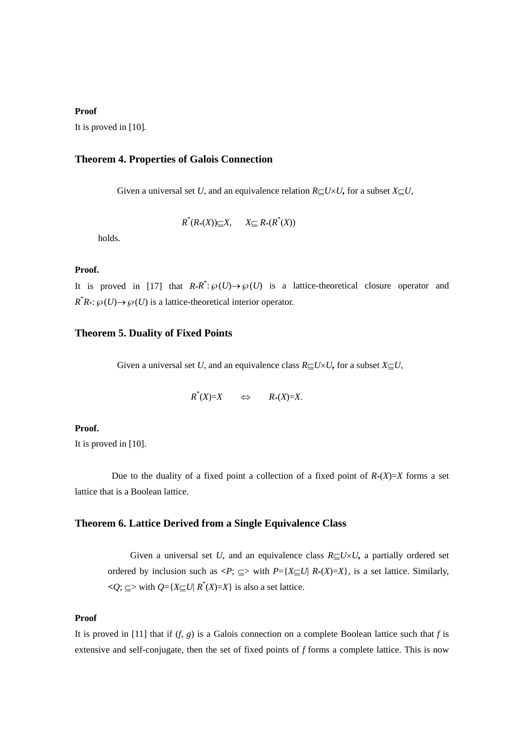**Proof**

It is proved in [10].

### Theorem 4. Properties of Galois Connection

Given a universal set $U$, and an equivalence relation $R \subseteq U \times U$**,** for a subset $X \subseteq U$,

$$R^*(R_*(X)) \subseteq X, \qquad X \subseteq R_*(R^*(X))$$

holds.

**Proof.**

It is proved in [17] that $R_*R^*: \wp(U) \rightarrow \wp(U)$ is a lattice-theoretical closure operator and $R^*R_*: \wp(U) \rightarrow \wp(U)$ is a lattice-theoretical interior operator.

### Theorem 5. Duality of Fixed Points

Given a universal set $U$, and an equivalence class $R \subseteq U \times U$**,** for a subset $X \subseteq U$,

$$R^*(X) = X \qquad \Leftrightarrow \qquad R_*(X) = X.$$

**Proof.**

It is proved in [10].

Due to the duality of a fixed point a collection of a fixed point of $R_*(X) = X$ forms a set lattice that is a Boolean lattice.

### Theorem 6. Lattice Derived from a Single Equivalence Class

Given a universal set $U$, and an equivalence class $R \subseteq U \times U$**,** a partially ordered set ordered by inclusion such as $<P; \subseteq>$ with $P = \{X \subseteq U \mid R_*(X) = X\}$, is a set lattice. Similarly, $<Q; \subseteq>$ with $Q = \{X \subseteq U \mid R^*(X) = X\}$ is also a set lattice.

**Proof**

It is proved in [11] that if $(f, g)$ is a Galois connection on a complete Boolean lattice such that $f$ is extensive and self-conjugate, then the set of fixed points of $f$ forms a complete lattice. This is now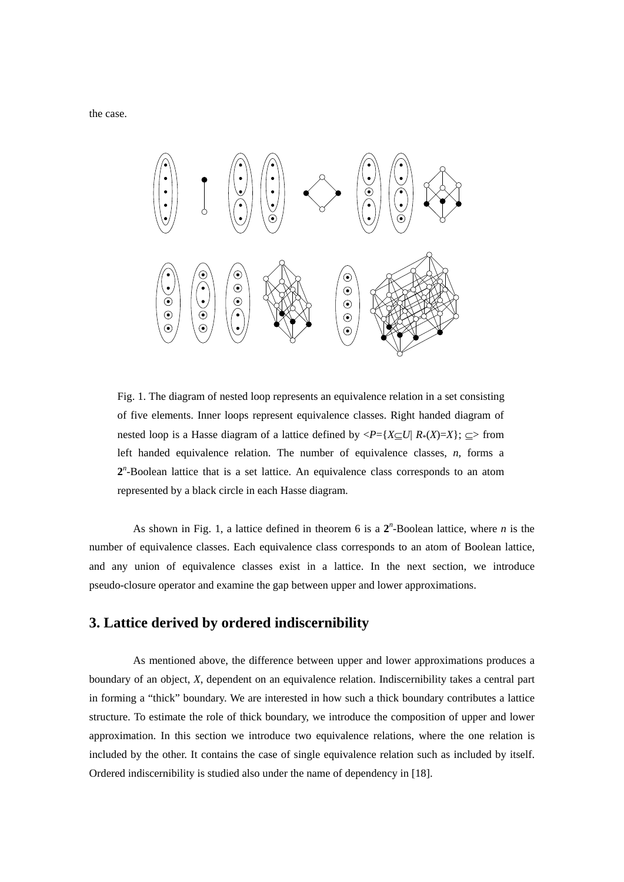the case.

Fig. 1. The diagram of nested loop represents an equivalence relation in a set consisting of five elements. Inner loops represent equivalence classes. Right handed diagram of nested loop is a Hasse diagram of a lattice defined by $<P=\{X\subseteq U| R_*(X)=X\}; \subseteq>$ from left handed equivalence relation. The number of equivalence classes, $n$, forms a $\mathbf{2}^n$-Boolean lattice that is a set lattice. An equivalence class corresponds to an atom represented by a black circle in each Hasse diagram.

As shown in Fig. 1, a lattice defined in theorem 6 is a $\mathbf{2}^n$-Boolean lattice, where $n$ is the number of equivalence classes. Each equivalence class corresponds to an atom of Boolean lattice, and any union of equivalence classes exist in a lattice. In the next section, we introduce pseudo-closure operator and examine the gap between upper and lower approximations.

## 3. Lattice derived by ordered indiscernibility

As mentioned above, the difference between upper and lower approximations produces a boundary of an object, $X$, dependent on an equivalence relation. Indiscernibility takes a central part in forming a "thick" boundary. We are interested in how such a thick boundary contributes a lattice structure. To estimate the role of thick boundary, we introduce the composition of upper and lower approximation. In this section we introduce two equivalence relations, where the one relation is included by the other. It contains the case of single equivalence relation such as included by itself. Ordered indiscernibility is studied also under the name of dependency in [18].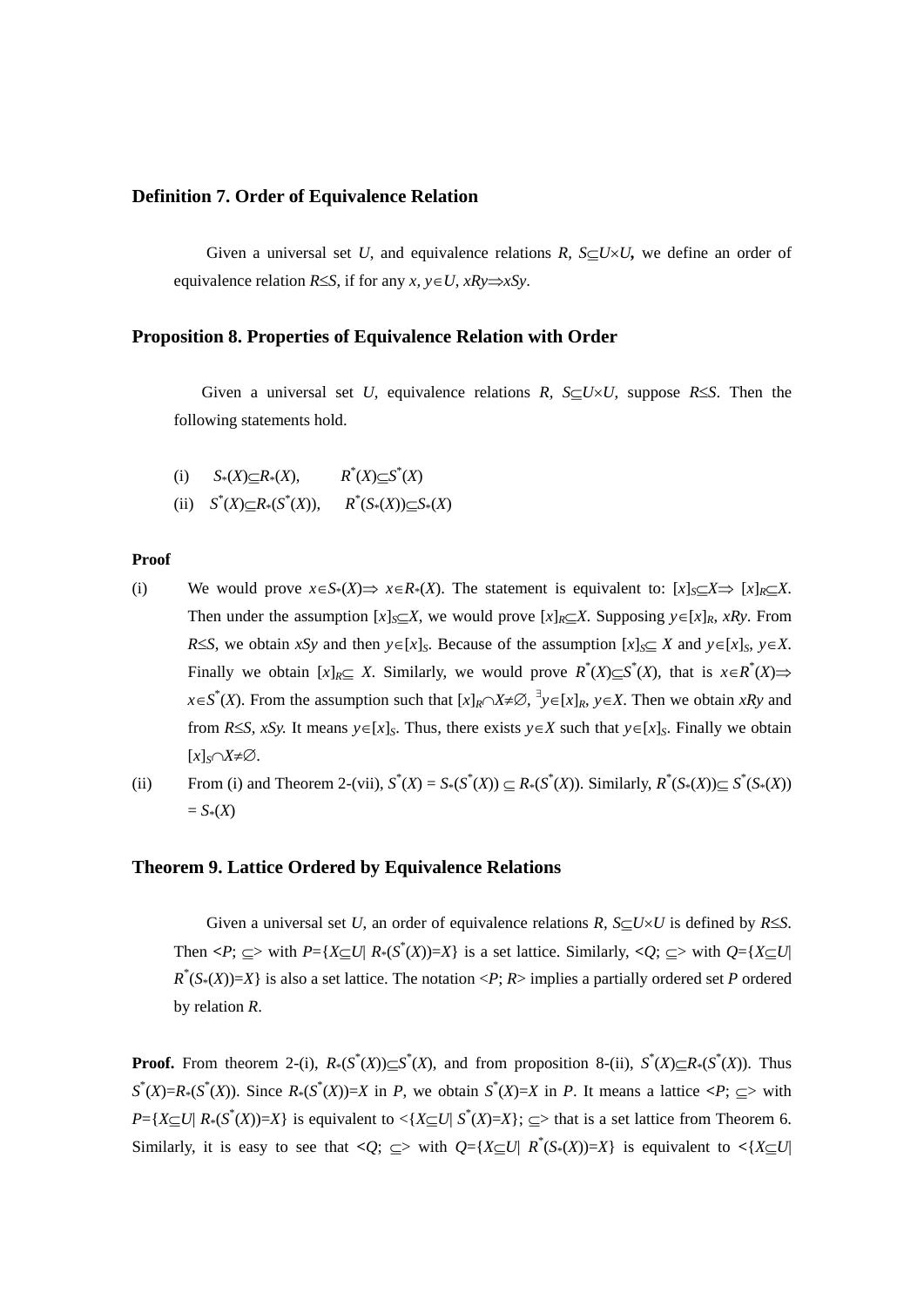### Definition 7. Order of Equivalence Relation

Given a universal set $U$, and equivalence relations $R$, $S\subseteq U\times U$, we define an order of equivalence relation $R\leq S$, if for any $x, y\in U$, $xRy\Rightarrow xSy$.

### Proposition 8. Properties of Equivalence Relation with Order

Given a universal set $U$, equivalence relations $R$, $S\subseteq U\times U$, suppose $R\leq S$. Then the following statements hold.

(i) $S_*(X)\subseteq R_*(X)$, $\quad R^*(X)\subseteq S^*(X)$

(ii) $S^*(X)\subseteq R_*(S^*(X))$, $\quad R^*(S_*(X))\subseteq S_*(X)$

**Proof**

(i) We would prove $x\in S_*(X)\Rightarrow x\in R_*(X)$. The statement is equivalent to: $[x]_S\subseteq X\Rightarrow [x]_R\subseteq X$. Then under the assumption $[x]_S\subseteq X$, we would prove $[x]_R\subseteq X$. Supposing $y\in[x]_R$, $xRy$. From $R\leq S$, we obtain $xSy$ and then $y\in[x]_S$. Because of the assumption $[x]_S\subseteq X$ and $y\in[x]_S$, $y\in X$. Finally we obtain $[x]_R\subseteq X$. Similarly, we would prove $R^*(X)\subseteq S^*(X)$, that is $x\in R^*(X)\Rightarrow x\in S^*(X)$. From the assumption such that $[x]_R\cap X\neq\emptyset$, $^\exists y\in[x]_R$, $y\in X$. Then we obtain $xRy$ and from $R\leq S$, $xSy$. It means $y\in[x]_S$. Thus, there exists $y\in X$ such that $y\in[x]_S$. Finally we obtain $[x]_S\cap X\neq\emptyset$.

(ii) From (i) and Theorem 2-(vii), $S^*(X) = S_*(S^*(X)) \subseteq R_*(S^*(X))$. Similarly, $R^*(S_*(X))\subseteq S^*(S_*(X)) = S_*(X)$

### Theorem 9. Lattice Ordered by Equivalence Relations

Given a universal set $U$, an order of equivalence relations $R$, $S\subseteq U\times U$ is defined by $R\leq S$. Then $<P; \supseteq>$ with $P=\{X\subseteq U| R_*(S^*(X))=X\}$ is a set lattice. Similarly, $<Q; \supseteq>$ with $Q=\{X\subseteq U| R^*(S_*(X))=X\}$ is also a set lattice. The notation $<P; R>$ implies a partially ordered set $P$ ordered by relation $R$.

**Proof.** From theorem 2-(i), $R_*(S^*(X))\subseteq S^*(X)$, and from proposition 8-(ii), $S^*(X)\subseteq R_*(S^*(X))$. Thus $S^*(X)=R_*(S^*(X))$. Since $R_*(S^*(X))=X$ in $P$, we obtain $S^*(X)=X$ in $P$. It means a lattice $<P; \supseteq>$ with $P=\{X\subseteq U| R_*(S^*(X))=X\}$ is equivalent to $<\{X\subseteq U| S^*(X)=X\}; \supseteq>$ that is a set lattice from Theorem 6. Similarly, it is easy to see that $<Q; \supseteq>$ with $Q=\{X\subseteq U| R^*(S_*(X))=X\}$ is equivalent to $<\{X\subseteq U|$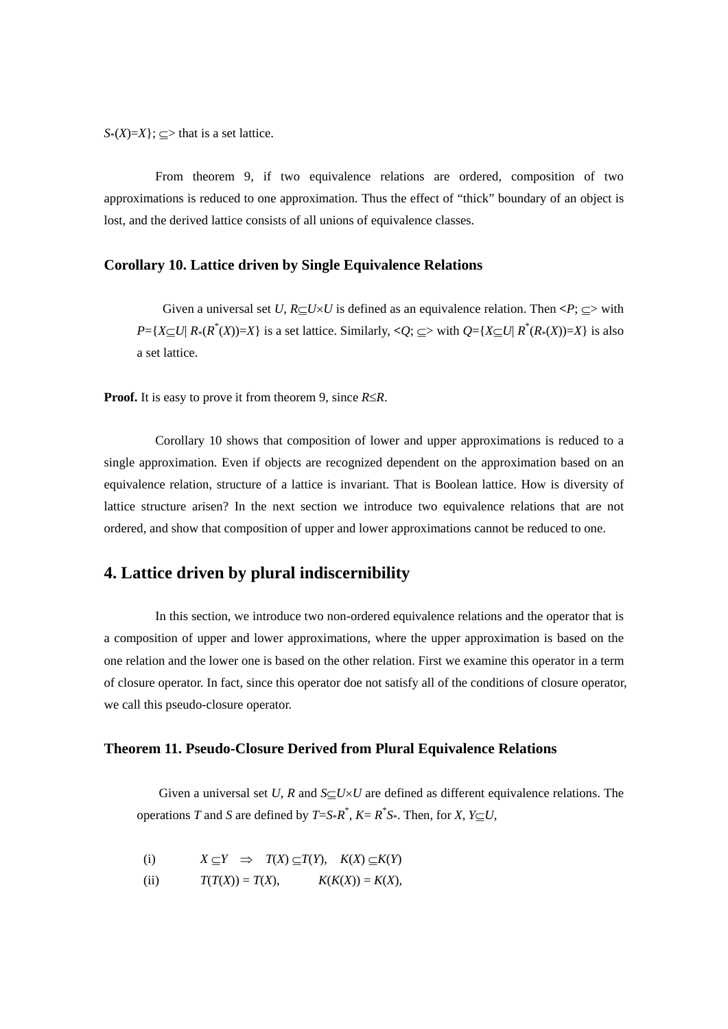$S_*(X)=X\}$; $\subseteq$> that is a set lattice.

From theorem 9, if two equivalence relations are ordered, composition of two approximations is reduced to one approximation. Thus the effect of "thick" boundary of an object is lost, and the derived lattice consists of all unions of equivalence classes.

### Corollary 10. Lattice driven by Single Equivalence Relations

Given a universal set $U$, $R \subseteq U \times U$ is defined as an equivalence relation. Then $<P; \subseteq>$ with $P=\{X \subseteq U|\ R_*(R^*(X))=X\}$ is a set lattice. Similarly, $<Q; \subseteq>$ with $Q=\{X \subseteq U|\ R^*(R_*(X))=X\}$ is also a set lattice.

**Proof.** It is easy to prove it from theorem 9, since $R \leq R$.

Corollary 10 shows that composition of lower and upper approximations is reduced to a single approximation. Even if objects are recognized dependent on the approximation based on an equivalence relation, structure of a lattice is invariant. That is Boolean lattice. How is diversity of lattice structure arisen? In the next section we introduce two equivalence relations that are not ordered, and show that composition of upper and lower approximations cannot be reduced to one.

## 4. Lattice driven by plural indiscernibility

In this section, we introduce two non-ordered equivalence relations and the operator that is a composition of upper and lower approximations, where the upper approximation is based on the one relation and the lower one is based on the other relation. First we examine this operator in a term of closure operator. In fact, since this operator doe not satisfy all of the conditions of closure operator, we call this pseudo-closure operator.

### Theorem 11. Pseudo-Closure Derived from Plural Equivalence Relations

Given a universal set $U$, $R$ and $S \subseteq U \times U$ are defined as different equivalence relations. The operations $T$ and $S$ are defined by $T=S_*R^*$, $K= R^*S_*$. Then, for $X, Y \subseteq U$,

(i) $X \subseteq Y \quad \Rightarrow \quad T(X) \subseteq T(Y), \quad K(X) \subseteq K(Y)$

(ii) $T(T(X)) = T(X), \qquad K(K(X)) = K(X),$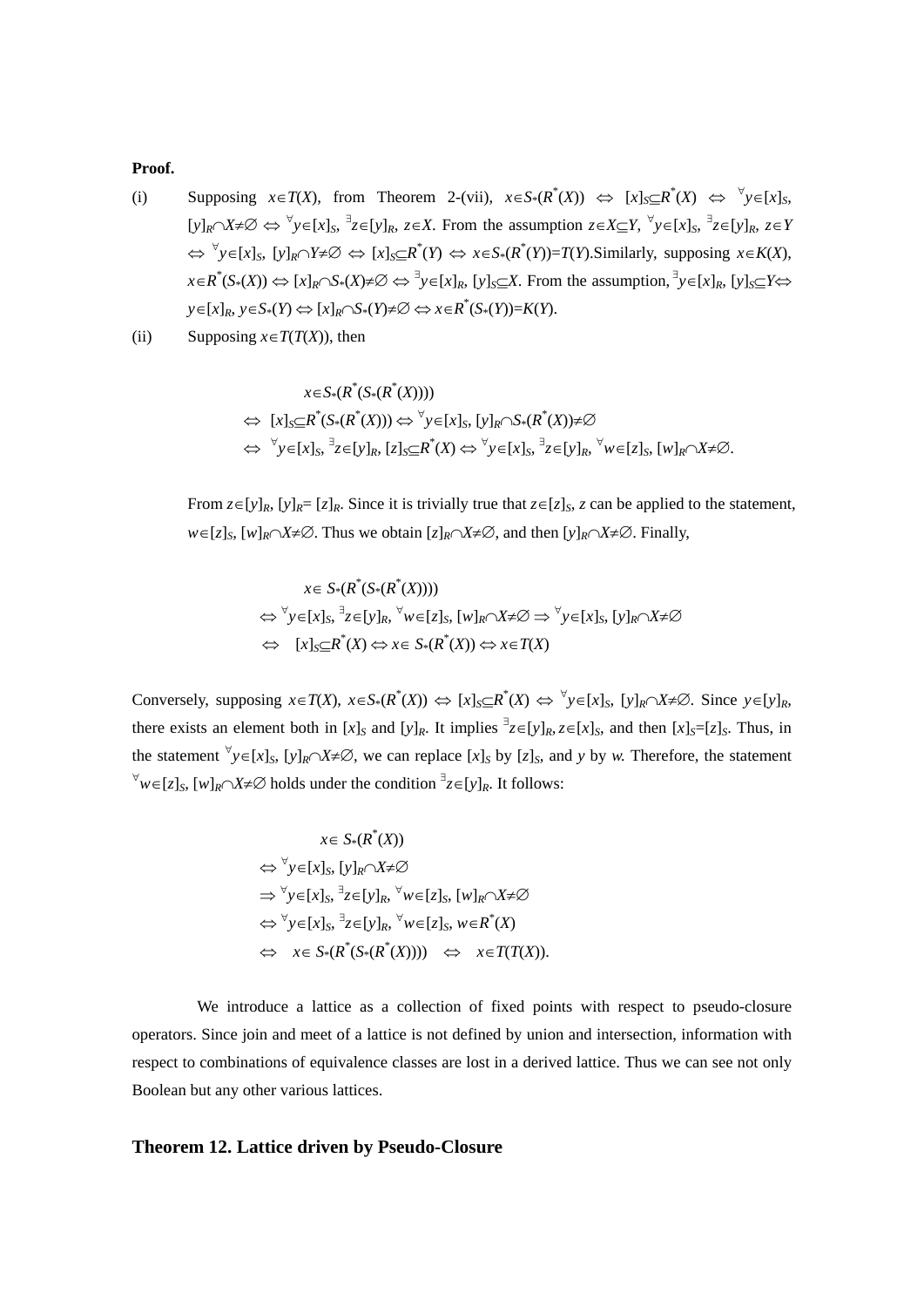**Proof.**

(i) Supposing $x\in T(X)$, from Theorem 2-(vii), $x\in S_*(R^*(X)) \Leftrightarrow [x]_S\subseteq R^*(X) \Leftrightarrow {}^\forall y\in[x]_S$, $[y]_R\cap X\neq\varnothing \Leftrightarrow {}^\forall y\in[x]_S$, ${}^\exists z\in[y]_R$, $z\in X$. From the assumption $z\in X\subseteq Y$, ${}^\forall y\in[x]_S$, ${}^\exists z\in[y]_R$, $z\in Y$ $\Leftrightarrow {}^\forall y\in[x]_S$, $[y]_R\cap Y\neq\varnothing \Leftrightarrow [x]_S\subseteq R^*(Y) \Leftrightarrow x\in S_*(R^*(Y))=T(Y)$.Similarly, supposing $x\in K(X)$, $x\in R^*(S_*(X)) \Leftrightarrow [x]_R\cap S_*(X)\neq\varnothing \Leftrightarrow {}^\exists y\in[x]_R$, $[y]_S\subseteq X$. From the assumption, ${}^\exists y\in[x]_R$, $[y]_S\subseteq Y\Leftrightarrow$ $y\in[x]_R$, $y\in S_*(Y) \Leftrightarrow [x]_R\cap S_*(Y)\neq\varnothing \Leftrightarrow x\in R^*(S_*(Y))=K(Y)$.

(ii) Supposing $x\in T(T(X))$, then

$$
\begin{aligned}
& x\in S_*(R^*(S_*(R^*(X)))) \\
\Leftrightarrow\ & [x]_S\subseteq R^*(S_*(R^*(X))) \Leftrightarrow {}^\forall y\in[x]_S,\ [y]_R\cap S_*(R^*(X))\neq\varnothing \\
\Leftrightarrow\ & {}^\forall y\in[x]_S,\ {}^\exists z\in[y]_R,\ [z]_S\subseteq R^*(X) \Leftrightarrow {}^\forall y\in[x]_S,\ {}^\exists z\in[y]_R,\ {}^\forall w\in[z]_S,\ [w]_R\cap X\neq\varnothing.
\end{aligned}
$$

From $z\in[y]_R$, $[y]_R= [z]_R$. Since it is trivially true that $z\in[z]_S$, $z$ can be applied to the statement, $w\in[z]_S$, $[w]_R\cap X\neq\varnothing$. Thus we obtain $[z]_R\cap X\neq\varnothing$, and then $[y]_R\cap X\neq\varnothing$. Finally,

$$
\begin{aligned}
& x\in S_*(R^*(S_*(R^*(X)))) \\
\Leftrightarrow\ & {}^\forall y\in[x]_S,\ {}^\exists z\in[y]_R,\ {}^\forall w\in[z]_S,\ [w]_R\cap X\neq\varnothing \Rightarrow {}^\forall y\in[x]_S,\ [y]_R\cap X\neq\varnothing \\
\Leftrightarrow\ & [x]_S\subseteq R^*(X) \Leftrightarrow x\in S_*(R^*(X)) \Leftrightarrow x\in T(X)
\end{aligned}
$$

Conversely, supposing $x\in T(X)$, $x\in S_*(R^*(X)) \Leftrightarrow [x]_S\subseteq R^*(X) \Leftrightarrow {}^\forall y\in[x]_S$, $[y]_R\cap X\neq\varnothing$. Since $y\in[x]_R$, there exists an element both in $[x]_S$ and $[y]_R$. It implies ${}^\exists z\in[y]_R, z\in[x]_S$, and then $[x]_S=[z]_S$. Thus, in the statement ${}^\forall y\in[x]_S$, $[y]_R\cap X\neq\varnothing$, we can replace $[x]_S$ by $[z]_S$, and $y$ by $w$. Therefore, the statement ${}^\forall w\in[z]_S$, $[w]_R\cap X\neq\varnothing$ holds under the condition ${}^\exists z\in[y]_R$. It follows:

$$
\begin{aligned}
& x\in S_*(R^*(X)) \\
\Leftrightarrow\ & {}^\forall y\in[x]_S,\ [y]_R\cap X\neq\varnothing \\
\Rightarrow\ & {}^\forall y\in[x]_S,\ {}^\exists z\in[y]_R,\ {}^\forall w\in[z]_S,\ [w]_R\cap X\neq\varnothing \\
\Leftrightarrow\ & {}^\forall y\in[x]_S,\ {}^\exists z\in[y]_R,\ {}^\forall w\in[z]_S,\ w\in R^*(X) \\
\Leftrightarrow\ & x\in S_*(R^*(S_*(R^*(X)))) \quad\Leftrightarrow\quad x\in T(T(X)).
\end{aligned}
$$

We introduce a lattice as a collection of fixed points with respect to pseudo-closure operators. Since join and meet of a lattice is not defined by union and intersection, information with respect to combinations of equivalence classes are lost in a derived lattice. Thus we can see not only Boolean but any other various lattices.

## Theorem 12. Lattice driven by Pseudo-Closure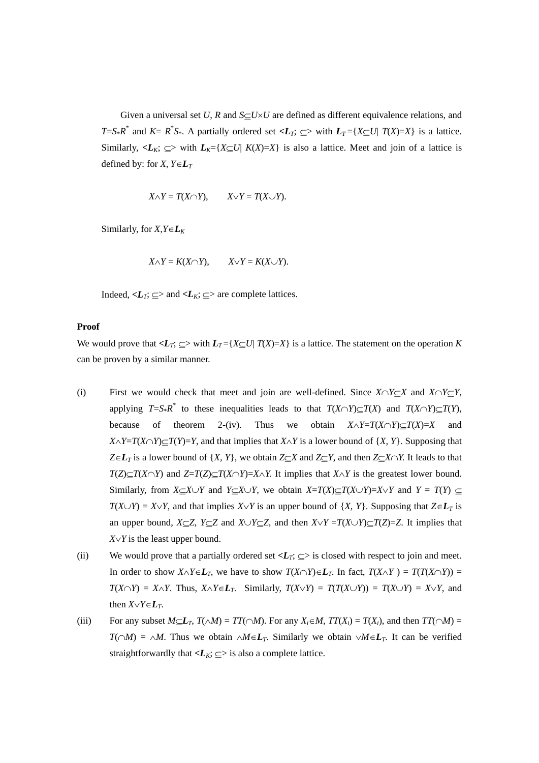Given a universal set $U$, $R$ and $S \subseteq U \times U$ are defined as different equivalence relations, and $T = S_* R^*$ and $K = R^* S_*$. A partially ordered set $<\boldsymbol{L}_T; \subseteq>$ with $\boldsymbol{L}_T = \{X \subseteq U | \ T(X) = X\}$ is a lattice. Similarly, $<\boldsymbol{L}_K; \subseteq>$ with $\boldsymbol{L}_K = \{X \subseteq U | \ K(X) = X\}$ is also a lattice. Meet and join of a lattice is defined by: for $X, Y \in \boldsymbol{L}_T$

$$X \wedge Y = T(X \cap Y), \qquad X \vee Y = T(X \cup Y).$$

Similarly, for $X, Y \in \boldsymbol{L}_K$

$$X \wedge Y = K(X \cap Y), \qquad X \vee Y = K(X \cup Y).$$

Indeed, $<\boldsymbol{L}_T; \subseteq>$ and $<\boldsymbol{L}_K; \subseteq>$ are complete lattices.

**Proof**

We would prove that $<\boldsymbol{L}_T; \subseteq>$ with $\boldsymbol{L}_T = \{X \subseteq U | \ T(X) = X\}$ is a lattice. The statement on the operation $K$ can be proven by a similar manner.

(i) First we would check that meet and join are well-defined. Since $X \cap Y \subseteq X$ and $X \cap Y \subseteq Y$, applying $T = S_* R^*$ to these inequalities leads to that $T(X \cap Y) \subseteq T(X)$ and $T(X \cap Y) \subseteq T(Y)$, because of theorem 2-(iv). Thus we obtain $X \wedge Y = T(X \cap Y) \subseteq T(X) = X$ and $X \wedge Y = T(X \cap Y) \subseteq T(Y) = Y$, and that implies that $X \wedge Y$ is a lower bound of $\{X, Y\}$. Supposing that $Z \in \boldsymbol{L}_T$ is a lower bound of $\{X, Y\}$, we obtain $Z \subseteq X$ and $Z \subseteq Y$, and then $Z \subseteq X \cap Y$. It leads to that $T(Z) \subseteq T(X \cap Y)$ and $Z = T(Z) \subseteq T(X \cap Y) = X \wedge Y$. It implies that $X \wedge Y$ is the greatest lower bound. Similarly, from $X \subseteq X \cup Y$ and $Y \subseteq X \cup Y$, we obtain $X = T(X) \subseteq T(X \cup Y) = X \vee Y$ and $Y = T(Y) \subseteq T(X \cup Y) = X \vee Y$, and that implies $X \vee Y$ is an upper bound of $\{X, Y\}$. Supposing that $Z \in \boldsymbol{L}_T$ is an upper bound, $X \subseteq Z$, $Y \subseteq Z$ and $X \cup Y \subseteq Z$, and then $X \vee Y = T(X \cup Y) \subseteq T(Z) = Z$. It implies that $X \vee Y$ is the least upper bound.

(ii) We would prove that a partially ordered set $<\boldsymbol{L}_T; \subseteq>$ is closed with respect to join and meet. In order to show $X \wedge Y \in \boldsymbol{L}_T$, we have to show $T(X \cap Y) \in \boldsymbol{L}_T$. In fact, $T(X \wedge Y) = T(T(X \cap Y)) = T(X \cap Y) = X \wedge Y$. Thus, $X \wedge Y \in \boldsymbol{L}_T$. Similarly, $T(X \vee Y) = T(T(X \cup Y)) = T(X \cup Y) = X \vee Y$, and then $X \vee Y \in \boldsymbol{L}_T$.

(iii) For any subset $M \subseteq \boldsymbol{L}_T$, $T(\wedge M) = TT(\cap M)$. For any $X_i \in M$, $TT(X_i) = T(X_i)$, and then $TT(\cap M) = T(\cap M) = \wedge M$. Thus we obtain $\wedge M \in \boldsymbol{L}_T$. Similarly we obtain $\vee M \in \boldsymbol{L}_T$. It can be verified straightforwardly that $<\boldsymbol{L}_K; \subseteq>$ is also a complete lattice.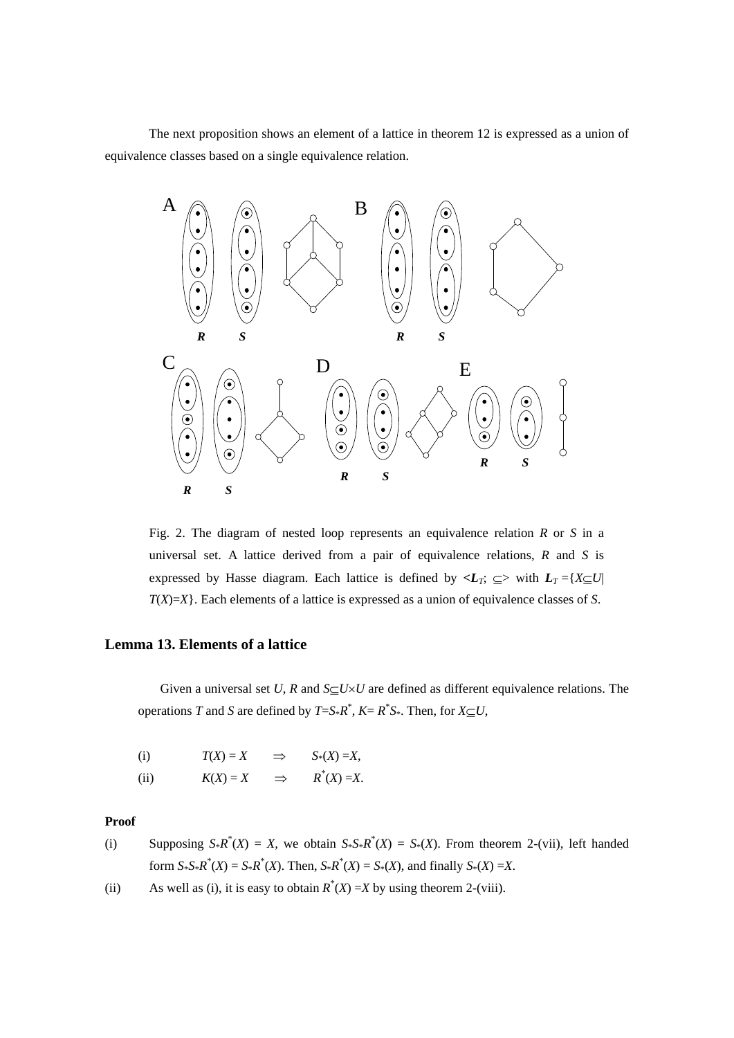The next proposition shows an element of a lattice in theorem 12 is expressed as a union of equivalence classes based on a single equivalence relation.

Fig. 2. The diagram of nested loop represents an equivalence relation $R$ or $S$ in a universal set. A lattice derived from a pair of equivalence relations, $R$ and $S$ is expressed by Hasse diagram. Each lattice is defined by $\langle \boldsymbol{L}_T; \subseteq \rangle$ with $\boldsymbol{L}_T = \{X \subseteq U | T(X)=X\}$. Each elements of a lattice is expressed as a union of equivalence classes of $S$.

## Lemma 13. Elements of a lattice

Given a universal set $U$, $R$ and $S \subseteq U \times U$ are defined as different equivalence relations. The operations $T$ and $S$ are defined by $T = S_* R^*$, $K = R^* S_*$. Then, for $X \subseteq U$,

(i) $T(X) = X \quad \Rightarrow \quad S_*(X) = X$,

(ii) $K(X) = X \quad \Rightarrow \quad R^*(X) = X$.

**Proof**

(i) Supposing $S_* R^*(X) = X$, we obtain $S_* S_* R^*(X) = S_*(X)$. From theorem 2-(vii), left handed form $S_* S_* R^*(X) = S_* R^*(X)$. Then, $S_* R^*(X) = S_*(X)$, and finally $S_*(X) = X$.

(ii) As well as (i), it is easy to obtain $R^*(X) = X$ by using theorem 2-(viii).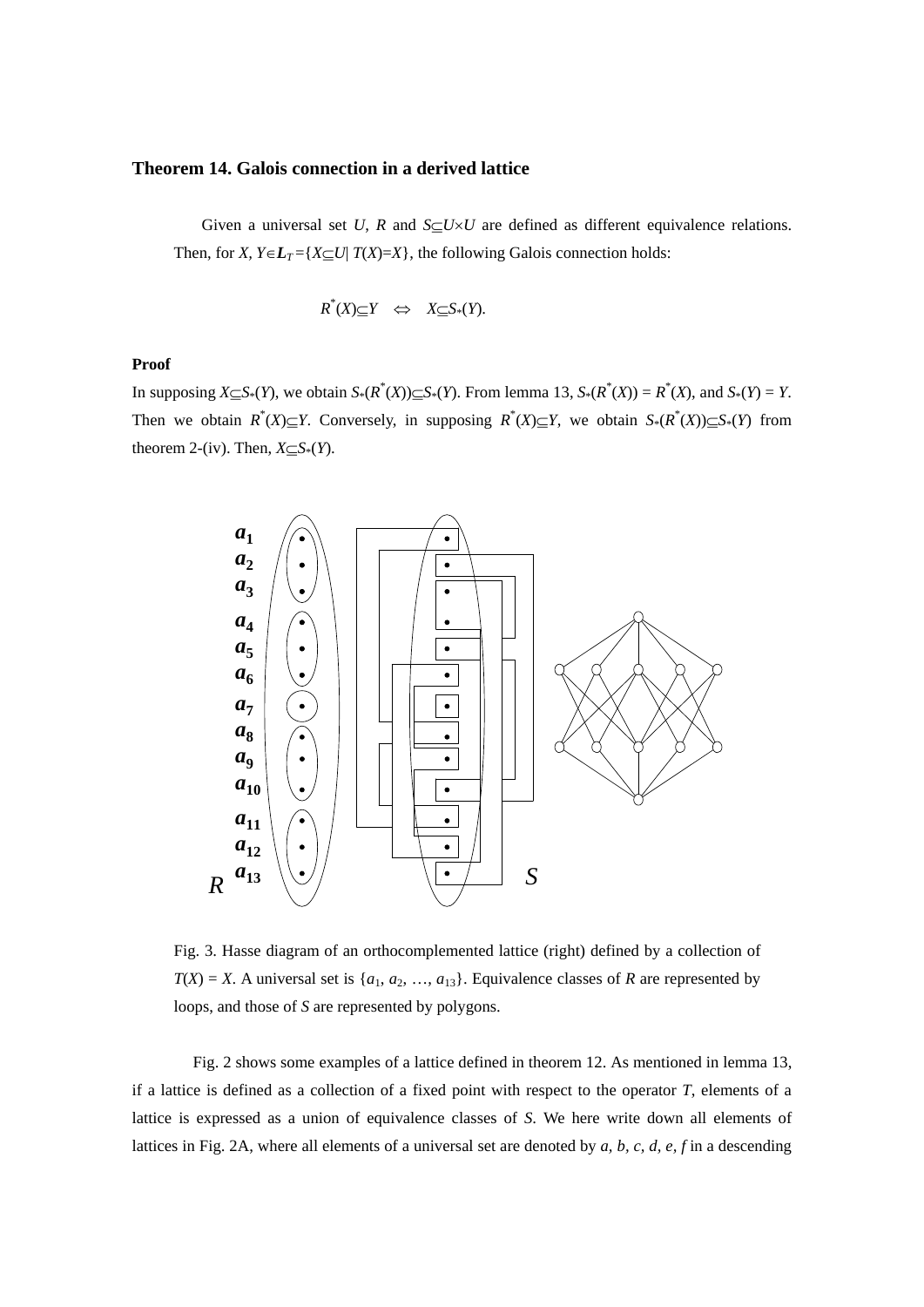### Theorem 14. Galois connection in a derived lattice

Given a universal set $U$, $R$ and $S \subseteq U \times U$ are defined as different equivalence relations. Then, for $X, Y \in \boldsymbol{L}_T = \{X \subseteq U | \ T(X) = X\}$, the following Galois connection holds:

$$R^*(X) \subseteq Y \quad \Leftrightarrow \quad X \subseteq S_*(Y).$$

**Proof**

In supposing $X \subseteq S_*(Y)$, we obtain $S_*(R^*(X)) \subseteq S_*(Y)$. From lemma 13, $S_*(R^*(X)) = R^*(X)$, and $S_*(Y) = Y$. Then we obtain $R^*(X) \subseteq Y$. Conversely, in supposing $R^*(X) \subseteq Y$, we obtain $S_*(R^*(X)) \subseteq S_*(Y)$ from theorem 2-(iv). Then, $X \subseteq S_*(Y)$.

Fig. 3. Hasse diagram of an orthocomplemented lattice (right) defined by a collection of $T(X) = X$. A universal set is $\{a_1, a_2, \ldots, a_{13}\}$. Equivalence classes of $R$ are represented by loops, and those of $S$ are represented by polygons.

Fig. 2 shows some examples of a lattice defined in theorem 12. As mentioned in lemma 13, if a lattice is defined as a collection of a fixed point with respect to the operator $T$, elements of a lattice is expressed as a union of equivalence classes of $S$. We here write down all elements of lattices in Fig. 2A, where all elements of a universal set are denoted by $a, b, c, d, e, f$ in a descending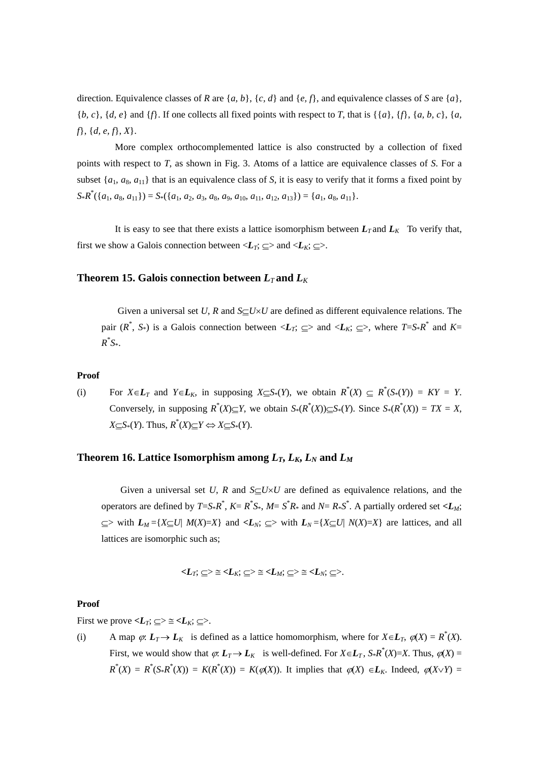direction. Equivalence classes of $R$ are $\{a, b\}$, $\{c, d\}$ and $\{e, f\}$, and equivalence classes of $S$ are $\{a\}$, $\{b, c\}$, $\{d, e\}$ and $\{f\}$. If one collects all fixed points with respect to $T$, that is $\{\{a\}, \{f\}, \{a, b, c\}, \{a, f\}, \{d, e, f\}, X\}$.

More complex orthocomplemented lattice is also constructed by a collection of fixed points with respect to $T$, as shown in Fig. 3. Atoms of a lattice are equivalence classes of $S$. For a subset $\{a_1, a_8, a_{11}\}$ that is an equivalence class of $S$, it is easy to verify that it forms a fixed point by $S_*R^*(\{a_1, a_8, a_{11}\}) = S_*(\{a_1, a_2, a_3, a_8, a_9, a_{10}, a_{11}, a_{12}, a_{13}\}) = \{a_1, a_8, a_{11}\}$.

It is easy to see that there exists a lattice isomorphism between $\boldsymbol{L}_T$ and $\boldsymbol{L}_K$ To verify that, first we show a Galois connection between $<\boldsymbol{L}_T; \subseteq>$ and $<\boldsymbol{L}_K; \subseteq>$.

### Theorem 15. Galois connection between $\boldsymbol{L}_T$ and $\boldsymbol{L}_K$

Given a universal set $U$, $R$ and $S \subseteq U \times U$ are defined as different equivalence relations. The pair $(R^*, S_*)$ is a Galois connection between $<\boldsymbol{L}_T; \subseteq>$ and $<\boldsymbol{L}_K; \subseteq>$, where $T = S_*R^*$ and $K = R^*S_*$.

**Proof**

(i) For $X \in \boldsymbol{L}_T$ and $Y \in \boldsymbol{L}_K$, in supposing $X \subseteq S_*(Y)$, we obtain $R^*(X) \subseteq R^*(S_*(Y)) = KY = Y$. Conversely, in supposing $R^*(X) \subseteq Y$, we obtain $S_*(R^*(X)) \subseteq S_*(Y)$. Since $S_*(R^*(X)) = TX = X$, $X \subseteq S_*(Y)$. Thus, $R^*(X) \subseteq Y \Leftrightarrow X \subseteq S_*(Y)$.

### Theorem 16. Lattice Isomorphism among $\boldsymbol{L}_T$, $\boldsymbol{L}_K$, $\boldsymbol{L}_N$ and $\boldsymbol{L}_M$

Given a universal set $U$, $R$ and $S \subseteq U \times U$ are defined as equivalence relations, and the operators are defined by $T = S_*R^*$, $K = R^*S_*$, $M = S^*R_*$ and $N = R_*S^*$. A partially ordered set $<\boldsymbol{L}_M; \subseteq>$ with $\boldsymbol{L}_M = \{X \subseteq U \mid M(X) = X\}$ and $<\boldsymbol{L}_N; \subseteq>$ with $\boldsymbol{L}_N = \{X \subseteq U \mid N(X) = X\}$ are lattices, and all lattices are isomorphic such as;

$$<\boldsymbol{L}_T; \subseteq> \cong <\boldsymbol{L}_K; \subseteq> \cong <\boldsymbol{L}_M; \subseteq> \cong <\boldsymbol{L}_N; \subseteq>.$$

**Proof**

First we prove $<\boldsymbol{L}_T; \subseteq> \cong <\boldsymbol{L}_K; \subseteq>$.

(i) A map $\varphi: \boldsymbol{L}_T \rightarrow \boldsymbol{L}_K$ is defined as a lattice homomorphism, where for $X \in \boldsymbol{L}_T$, $\varphi(X) = R^*(X)$. First, we would show that $\varphi: \boldsymbol{L}_T \rightarrow \boldsymbol{L}_K$ is well-defined. For $X \in \boldsymbol{L}_T$, $S_*R^*(X) = X$. Thus, $\varphi(X) = R^*(X) = R^*(S_*R^*(X)) = K(R^*(X)) = K(\varphi(X))$. It implies that $\varphi(X) \in \boldsymbol{L}_K$. Indeed, $\varphi(X \vee Y) =$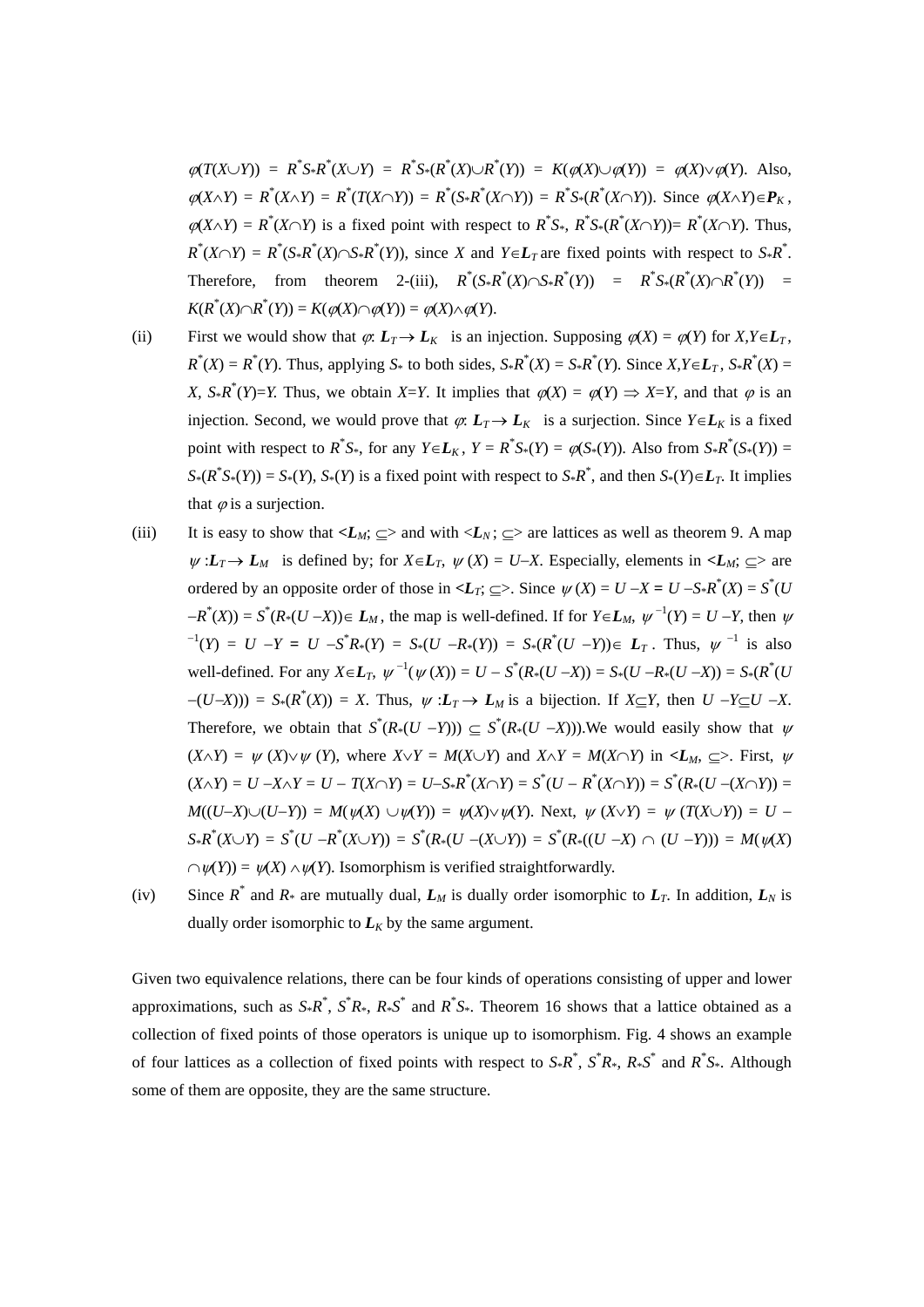$\varphi(T(X\cup Y)) = R^*S_*R^*(X\cup Y) = R^*S_*(R^*(X)\cup R^*(Y)) = K(\varphi(X)\cup\varphi(Y)) = \varphi(X)\vee\varphi(Y)$. Also, $\varphi(X\wedge Y) = R^*(X\wedge Y) = R^*(T(X\cap Y)) = R^*(S_*R^*(X\cap Y)) = R^*S_*(R^*(X\cap Y))$. Since $\varphi(X\wedge Y)\in \boldsymbol{P}_K$, $\varphi(X\wedge Y) = R^*(X\cap Y)$ is a fixed point with respect to $R^*S_*$, $R^*S_*(R^*(X\cap Y)) = R^*(X\cap Y)$. Thus, $R^*(X\cap Y) = R^*(S_*R^*(X)\cap S_*R^*(Y))$, since $X$ and $Y\in \boldsymbol{L}_T$ are fixed points with respect to $S_*R^*$. Therefore, from theorem 2-(iii), $R^*(S_*R^*(X)\cap S_*R^*(Y)) = R^*S_*(R^*(X)\cap R^*(Y)) = K(R^*(X)\cap R^*(Y)) = K(\varphi(X)\cap\varphi(Y)) = \varphi(X)\wedge\varphi(Y)$.

(ii) First we would show that $\varphi: \boldsymbol{L}_T\rightarrow \boldsymbol{L}_K$ is an injection. Supposing $\varphi(X) = \varphi(Y)$ for $X,Y\in \boldsymbol{L}_T$, $R^*(X) = R^*(Y)$. Thus, applying $S_*$ to both sides, $S_*R^*(X) = S_*R^*(Y)$. Since $X,Y\in \boldsymbol{L}_T$, $S_*R^*(X) = X$, $S_*R^*(Y)=Y$. Thus, we obtain $X=Y$. It implies that $\varphi(X) = \varphi(Y) \Rightarrow X=Y$, and that $\varphi$ is an injection. Second, we would prove that $\varphi: \boldsymbol{L}_T\rightarrow \boldsymbol{L}_K$ is a surjection. Since $Y\in \boldsymbol{L}_K$ is a fixed point with respect to $R^*S_*$, for any $Y\in \boldsymbol{L}_K$, $Y = R^*S_*(Y) = \varphi(S_*(Y))$. Also from $S_*R^*(S_*(Y)) = S_*(R^*S_*(Y)) = S_*(Y)$, $S_*(Y)$ is a fixed point with respect to $S_*R^*$, and then $S_*(Y)\in \boldsymbol{L}_T$. It implies that $\varphi$ is a surjection.

(iii) It is easy to show that $<\boldsymbol{L}_M; \supseteq>$ and with $<\boldsymbol{L}_N; \subseteq>$ are lattices as well as theorem 9. A map $\psi: \boldsymbol{L}_T\rightarrow \boldsymbol{L}_M$ is defined by; for $X\in \boldsymbol{L}_T$, $\psi(X) = U-X$. Especially, elements in $<\boldsymbol{L}_M; \supseteq>$ are ordered by an opposite order of those in $<\boldsymbol{L}_T; \supseteq>$. Since $\psi(X) = U-X = U-S_*R^*(X) = S^*(U-R^*(X)) = S^*(R_*(U-X))\in \boldsymbol{L}_M$, the map is well-defined. If for $Y\in \boldsymbol{L}_M$, $\psi^{-1}(Y) = U-Y$, then $\psi^{-1}(Y) = U-Y = U-S^*R_*(Y) = S_*(U-R_*(Y)) = S_*(R^*(U-Y))\in \boldsymbol{L}_T$. Thus, $\psi^{-1}$ is also well-defined. For any $X\in \boldsymbol{L}_T$, $\psi^{-1}(\psi(X)) = U-S^*(R_*(U-X)) = S_*(U-R_*(U-X)) = S_*(R^*(U-(U-X))) = S_*(R^*(X)) = X$. Thus, $\psi: \boldsymbol{L}_T\rightarrow \boldsymbol{L}_M$ is a bijection. If $X\subseteq Y$, then $U-Y\subseteq U-X$. Therefore, we obtain that $S^*(R_*(U-Y)) \subseteq S^*(R_*(U-X))$.We would easily show that $\psi(X\wedge Y) = \psi(X)\vee\psi(Y)$, where $X\vee Y = M(X\cup Y)$ and $X\wedge Y = M(X\cap Y)$ in $<\boldsymbol{L}_M, \supseteq>$. First, $\psi(X\wedge Y) = U-X\wedge Y = U-T(X\cap Y) = U-S_*R^*(X\cap Y) = S^*(U-R^*(X\cap Y)) = S^*(R_*(U-(X\cap Y)) = M((U-X)\cup(U-Y)) = M(\psi(X)\cup\psi(Y)) = \psi(X)\vee\psi(Y)$. Next, $\psi(X\vee Y) = \psi(T(X\cup Y)) = U-S_*R^*(X\cup Y) = S^*(U-R^*(X\cup Y)) = S^*(R_*(U-(X\cup Y)) = S^*(R_*((U-X)\cap(U-Y))) = M(\psi(X)\cap\psi(Y)) = \psi(X)\wedge\psi(Y)$. Isomorphism is verified straightforwardly.

(iv) Since $R^*$ and $R_*$ are mutually dual, $\boldsymbol{L}_M$ is dually order isomorphic to $\boldsymbol{L}_T$. In addition, $\boldsymbol{L}_N$ is dually order isomorphic to $\boldsymbol{L}_K$ by the same argument.

Given two equivalence relations, there can be four kinds of operations consisting of upper and lower approximations, such as $S_*R^*$, $S^*R_*$, $R_*S^*$ and $R^*S_*$. Theorem 16 shows that a lattice obtained as a collection of fixed points of those operators is unique up to isomorphism. Fig. 4 shows an example of four lattices as a collection of fixed points with respect to $S_*R^*$, $S^*R_*$, $R_*S^*$ and $R^*S_*$. Although some of them are opposite, they are the same structure.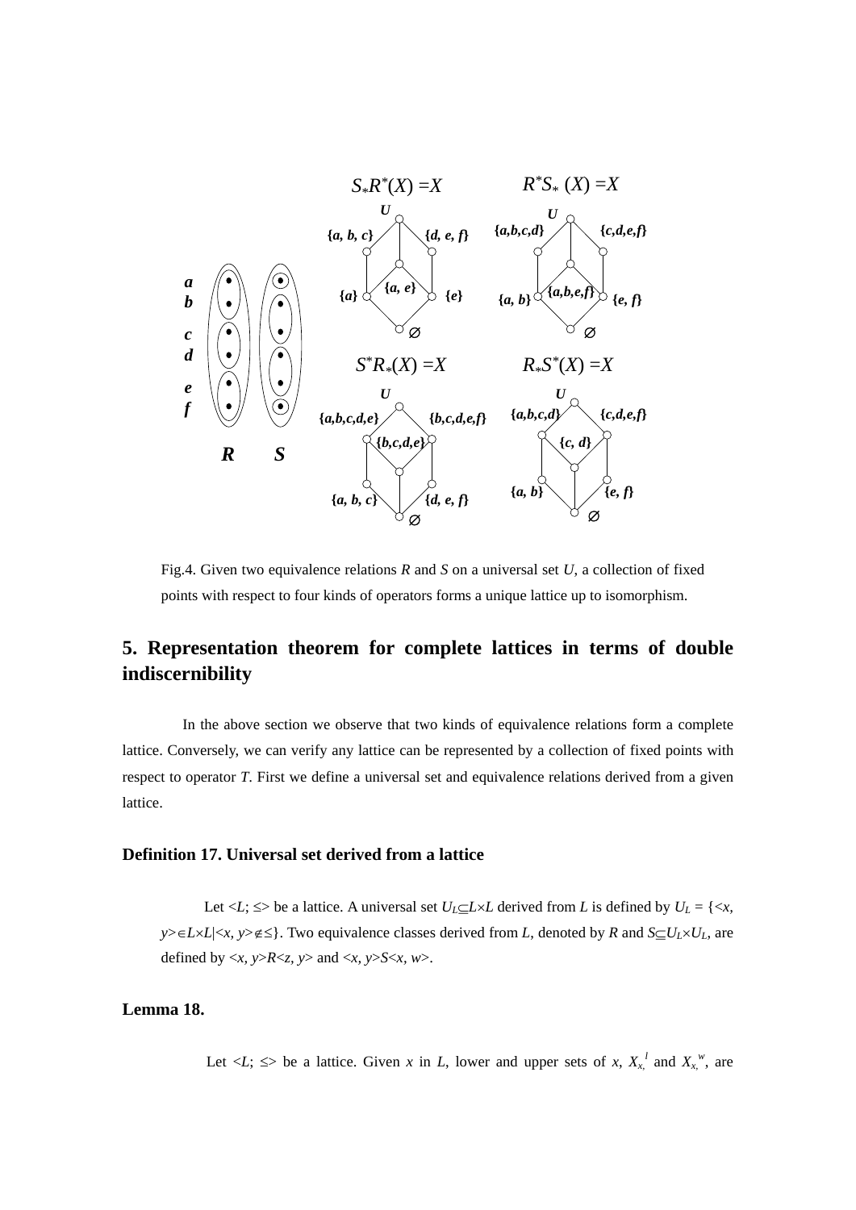Fig.4. Given two equivalence relations *R* and *S* on a universal set *U*, a collection of fixed points with respect to four kinds of operators forms a unique lattice up to isomorphism.

## 5. Representation theorem for complete lattices in terms of double indiscernibility

In the above section we observe that two kinds of equivalence relations form a complete lattice. Conversely, we can verify any lattice can be represented by a collection of fixed points with respect to operator *T*. First we define a universal set and equivalence relations derived from a given lattice.

### Definition 17. Universal set derived from a lattice

Let $<L; \leq>$ be a lattice. A universal set $U_L \subseteq L \times L$ derived from *L* is defined by $U_L = \{<x, y> \in L \times L | <x, y> \notin \leq\}$. Two equivalence classes derived from *L*, denoted by *R* and $S \subseteq U_L \times U_L$, are defined by $<x, y>R<z, y>$ and $<x, y>S<x, w>$.

### Lemma 18.

Let $<L; \leq>$ be a lattice. Given *x* in *L*, lower and upper sets of *x*, $X_{x,}^{\ l}$ and $X_{x,}^{\ w}$, are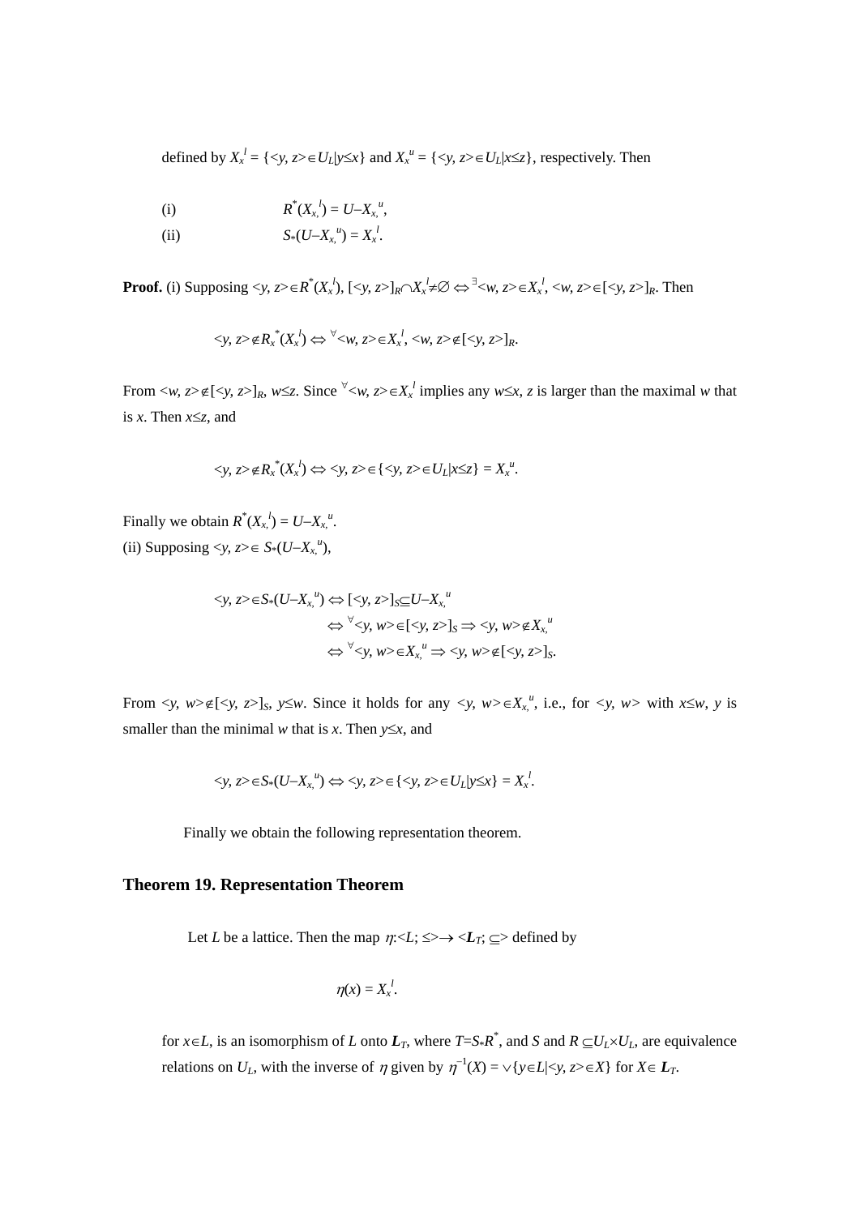defined by $X_x^{\,l} = \{<y, z>\in U_L | y\leq x\}$ and $X_x^{\,u} = \{<y, z>\in U_L | x\leq z\}$, respectively. Then

(i) $\qquad R^*(X_{x,}^{\,l}) = U–X_{x,}^{\,u}$,

(ii) $\qquad S_*(U–X_{x,}^{\,u}) = X_x^{\,l}$.

**Proof.** (i) Supposing $<y, z>\in R^*(X_x^{\,l})$, $[<y, z>]_R\cap X_x^{\,l}\neq\emptyset \Leftrightarrow {}^{\exists}<w, z>\in X_x^{\,l}$, $<w, z>\in[<y, z>]_R$. Then

$$<y, z>\notin R_x^{\,*}(X_x^{\,l}) \Leftrightarrow {}^{\forall}<w, z>\in X_x^{\,l},\ <w, z>\notin[<y, z>]_R.$$

From $<w, z>\notin[<y, z>]_R$, $w\leq z$. Since ${}^{\forall}<w, z>\in X_x^{\,l}$ implies any $w\leq x$, $z$ is larger than the maximal $w$ that is $x$. Then $x\leq z$, and

$$<y, z>\notin R_x^{\,*}(X_x^{\,l}) \Leftrightarrow <y, z>\in\{<y, z>\in U_L | x\leq z\} = X_x^{\,u}.$$

Finally we obtain $R^*(X_{x,}^{\,l}) = U–X_{x,}^{\,u}$.
(ii) Supposing $<y, z>\in S_*(U–X_{x,}^{\,u})$,

$$\begin{aligned}<y, z>\in S_*(U–X_{x,}^{\,u}) &\Leftrightarrow [<y, z>]_S\subseteq U–X_{x,}^{\,u}\\ &\Leftrightarrow {}^{\forall}<y, w>\in[<y, z>]_S \Rightarrow <y, w>\notin X_{x,}^{\,u}\\ &\Leftrightarrow {}^{\forall}<y, w>\in X_{x,}^{\,u} \Rightarrow <y, w>\notin[<y, z>]_S.\end{aligned}$$

From $<y, w>\notin[<y, z>]_S$, $y\leq w$. Since it holds for any $<y, w>\in X_{x,}^{\,u}$, i.e., for $<y, w>$ with $x\leq w$, $y$ is smaller than the minimal $w$ that is $x$. Then $y\leq x$, and

$$<y, z>\in S_*(U–X_{x,}^{\,u}) \Leftrightarrow <y, z>\in\{<y, z>\in U_L | y\leq x\} = X_x^{\,l}.$$

Finally we obtain the following representation theorem.

### Theorem 19. Representation Theorem

Let $L$ be a lattice. Then the map $\eta$:$<L; \leq>\rightarrow <\boldsymbol{L}_T; \subseteq>$ defined by

$$\eta(x) = X_x^{\,l}.$$

for $x\in L$, is an isomorphism of $L$ onto $\boldsymbol{L}_T$, where $T=S_*R^*$, and $S$ and $R \subseteq U_L\times U_L$, are equivalence relations on $U_L$, with the inverse of $\eta$ given by $\eta^{-1}(X) = \vee\{y\in L | <y, z>\in X\}$ for $X\in \boldsymbol{L}_T$.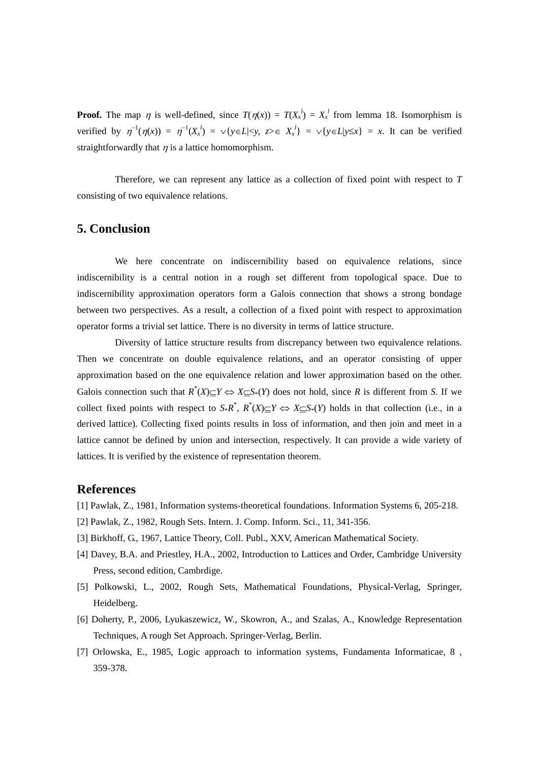**Proof.** The map $\eta$ is well-defined, since $T(\eta(x)) = T(X_x^l) = X_x^l$ from lemma 18. Isomorphism is verified by $\eta^{-1}(\eta(x)) = \eta^{-1}(X_x^l) = \vee\{y\in L|\langle y, z\rangle\in X_x^l\} = \vee\{y\in L|y\leq x\} = x$. It can be verified straightforwardly that $\eta$ is a lattice homomorphism.

Therefore, we can represent any lattice as a collection of fixed point with respect to $T$ consisting of two equivalence relations.

## 5. Conclusion

We here concentrate on indiscernibility based on equivalence relations, since indiscernibility is a central notion in a rough set different from topological space. Due to indiscernibility approximation operators form a Galois connection that shows a strong bondage between two perspectives. As a result, a collection of a fixed point with respect to approximation operator forms a trivial set lattice. There is no diversity in terms of lattice structure.

Diversity of lattice structure results from discrepancy between two equivalence relations. Then we concentrate on double equivalence relations, and an operator consisting of upper approximation based on the one equivalence relation and lower approximation based on the other. Galois connection such that $R^*(X)\subseteq Y \Leftrightarrow X\subseteq S_*(Y)$ does not hold, since $R$ is different from $S$. If we collect fixed points with respect to $S_*R^*$, $R^*(X)\subseteq Y \Leftrightarrow X\subseteq S_*(Y)$ holds in that collection (i.e., in a derived lattice). Collecting fixed points results in loss of information, and then join and meet in a lattice cannot be defined by union and intersection, respectively. It can provide a wide variety of lattices. It is verified by the existence of representation theorem.

## References

[1] Pawlak, Z., 1981, Information systems-theoretical foundations. Information Systems 6, 205-218.

[2] Pawlak, Z., 1982, Rough Sets. Intern. J. Comp. Inform. Sci., 11, 341-356.

[3] Birkhoff, G., 1967, Lattice Theory, Coll. Publ., XXV, American Mathematical Society.

[4] Davey, B.A. and Priestley, H.A., 2002, Introduction to Lattices and Order, Cambridge University Press, second edition, Cambrdige.

[5] Polkowski, L., 2002, Rough Sets, Mathematical Foundations, Physical-Verlag, Springer, Heidelberg.

[6] Doherty, P., 2006, Lyukaszewicz, W., Skowron, A., and Szalas, A., Knowledge Representation Techniques, A rough Set Approach. Springer-Verlag, Berlin.

[7] Orlowska, E., 1985, Logic approach to information systems, Fundamenta Informaticae, 8 , 359-378.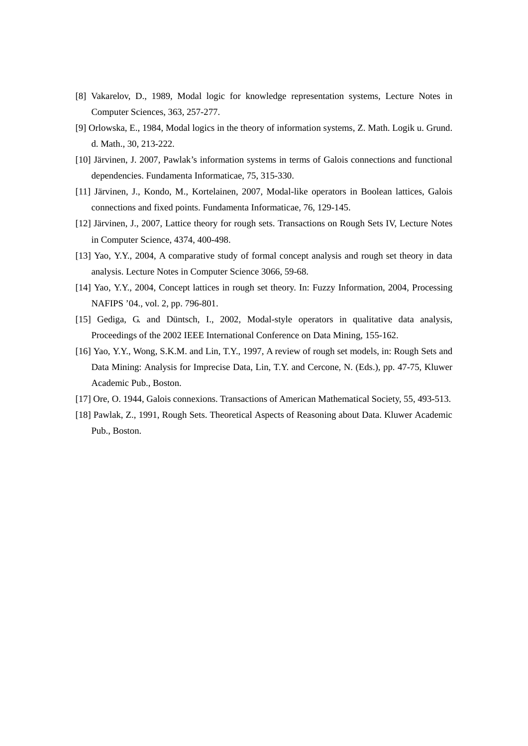[8] Vakarelov, D., 1989, Modal logic for knowledge representation systems, Lecture Notes in Computer Sciences, 363, 257-277.

[9] Orlowska, E., 1984, Modal logics in the theory of information systems, Z. Math. Logik u. Grund. d. Math., 30, 213-222.

[10] Järvinen, J. 2007, Pawlak's information systems in terms of Galois connections and functional dependencies. Fundamenta Informaticae, 75, 315-330.

[11] Järvinen, J., Kondo, M., Kortelainen, 2007, Modal-like operators in Boolean lattices, Galois connections and fixed points. Fundamenta Informaticae, 76, 129-145.

[12] Järvinen, J., 2007, Lattice theory for rough sets. Transactions on Rough Sets IV, Lecture Notes in Computer Science, 4374, 400-498.

[13] Yao, Y.Y., 2004, A comparative study of formal concept analysis and rough set theory in data analysis. Lecture Notes in Computer Science 3066, 59-68.

[14] Yao, Y.Y., 2004, Concept lattices in rough set theory. In: Fuzzy Information, 2004, Processing NAFIPS '04., vol. 2, pp. 796-801.

[15] Gediga, G. and Düntsch, I., 2002, Modal-style operators in qualitative data analysis, Proceedings of the 2002 IEEE International Conference on Data Mining, 155-162.

[16] Yao, Y.Y., Wong, S.K.M. and Lin, T.Y., 1997, A review of rough set models, in: Rough Sets and Data Mining: Analysis for Imprecise Data, Lin, T.Y. and Cercone, N. (Eds.), pp. 47-75, Kluwer Academic Pub., Boston.

[17] Ore, O. 1944, Galois connexions. Transactions of American Mathematical Society, 55, 493-513.

[18] Pawlak, Z., 1991, Rough Sets. Theoretical Aspects of Reasoning about Data. Kluwer Academic Pub., Boston.